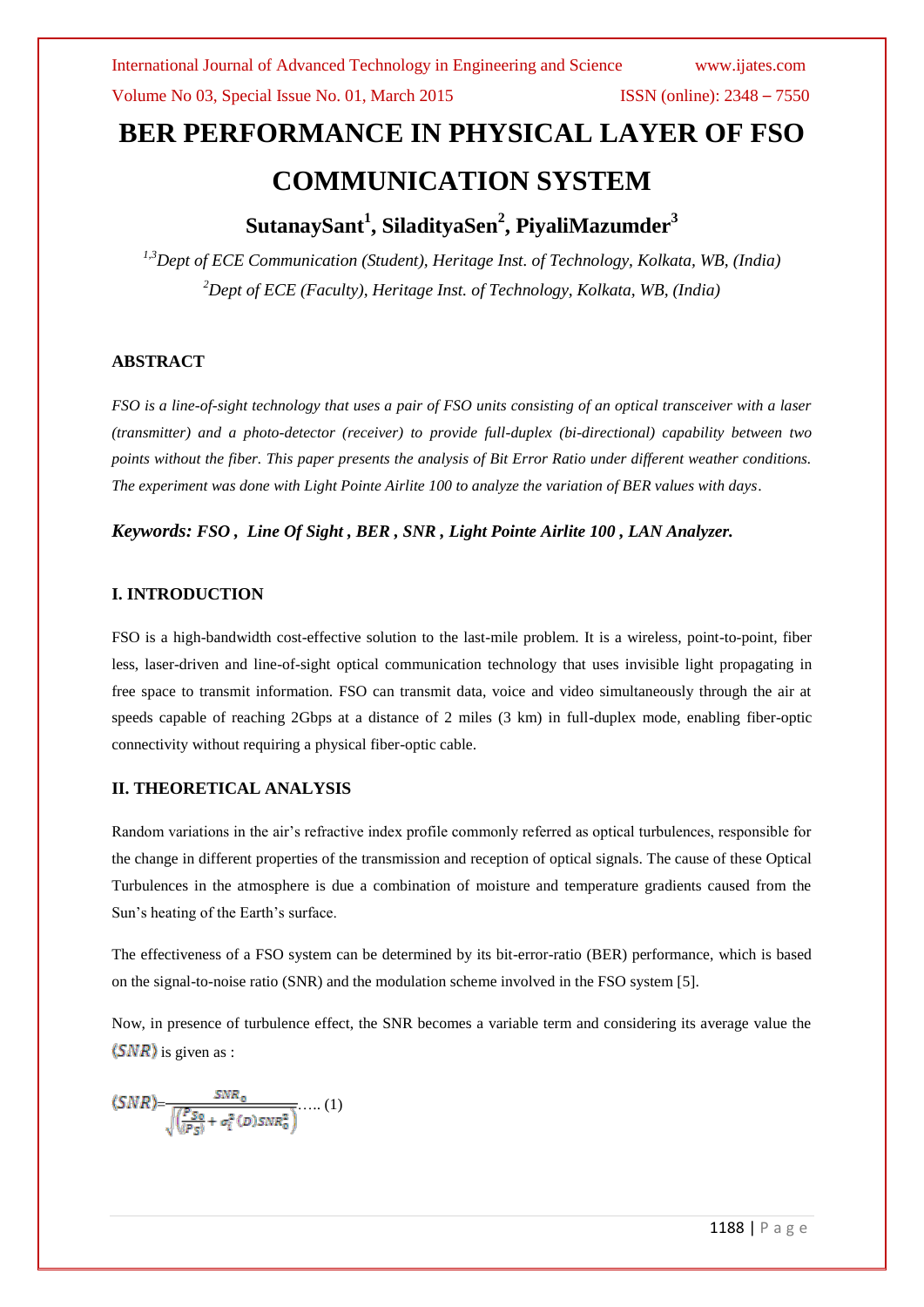# BER PERFORMANCE IN PHYSICAL LAYER OF FSO COMMUNICATION SYSTEM

**SutanaySant[1], SiladityaSen[2], PiyaliMazumder[3]**

*[1,3]Dept of ECE Communication (Student), Heritage Inst. of Technology, Kolkata, WB, (India)*
*[2]Dept of ECE (Faculty), Heritage Inst. of Technology, Kolkata, WB, (India)*

### ABSTRACT

*FSO is a line-of-sight technology that uses a pair of FSO units consisting of an optical transceiver with a laser (transmitter) and a photo-detector (receiver) to provide full-duplex (bi-directional) capability between two points without the fiber. This paper presents the analysis of Bit Error Ratio under different weather conditions. The experiment was done with Light Pointe Airlite 100 to analyze the variation of BER values with days.*

***Keywords: FSO , Line Of Sight , BER , SNR , Light Pointe Airlite 100 , LAN Analyzer.***

### I. INTRODUCTION

FSO is a high-bandwidth cost-effective solution to the last-mile problem. It is a wireless, point-to-point, fiber less, laser-driven and line-of-sight optical communication technology that uses invisible light propagating in free space to transmit information. FSO can transmit data, voice and video simultaneously through the air at speeds capable of reaching 2Gbps at a distance of 2 miles (3 km) in full-duplex mode, enabling fiber-optic connectivity without requiring a physical fiber-optic cable.

### II. THEORETICAL ANALYSIS

Random variations in the air's refractive index profile commonly referred as optical turbulences, responsible for the change in different properties of the transmission and reception of optical signals. The cause of these Optical Turbulences in the atmosphere is due a combination of moisture and temperature gradients caused from the Sun's heating of the Earth's surface.

The effectiveness of a FSO system can be determined by its bit-error-ratio (BER) performance, which is based on the signal-to-noise ratio (SNR) and the modulation scheme involved in the FSO system [5].

Now, in presence of turbulence effect, the SNR becomes a variable term and considering its average value the $\langle SNR \rangle$ is given as :

$$\langle SNR \rangle = \frac{SNR_0}{\sqrt{\left(\frac{P_{S0}}{\langle P_S \rangle} + \sigma_I^2(D)SNR_0^2\right)}} \;\ldots\ldots (1)$$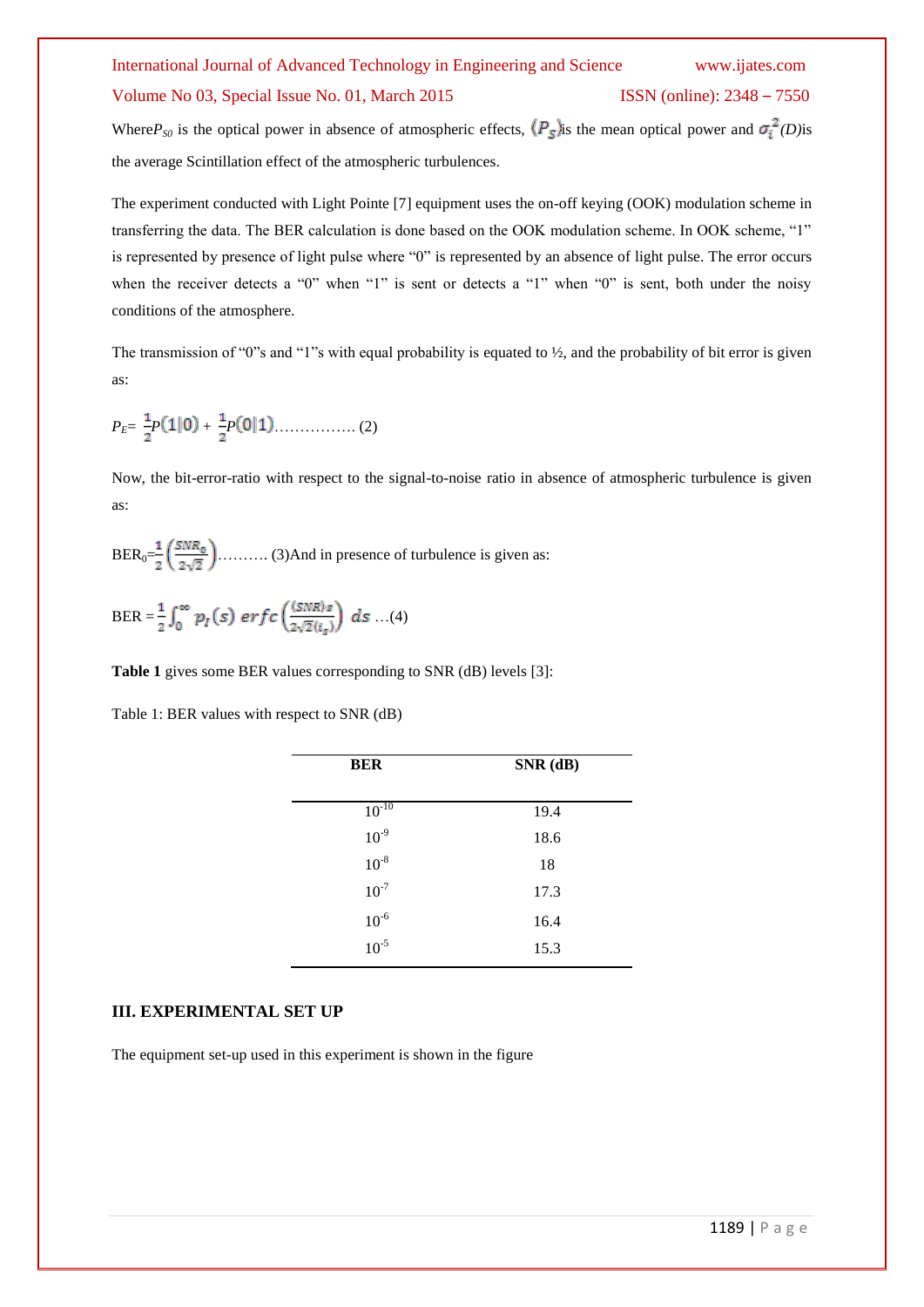Where $P_{S0}$ is the optical power in absence of atmospheric effects, $\langle P_S \rangle$ is the mean optical power and $\sigma_i^2(D)$ is the average Scintillation effect of the atmospheric turbulences.

The experiment conducted with Light Pointe [7] equipment uses the on-off keying (OOK) modulation scheme in transferring the data. The BER calculation is done based on the OOK modulation scheme. In OOK scheme, "1" is represented by presence of light pulse where "0" is represented by an absence of light pulse. The error occurs when the receiver detects a "0" when "1" is sent or detects a "1" when "0" is sent, both under the noisy conditions of the atmosphere.

The transmission of "0"s and "1"s with equal probability is equated to ½, and the probability of bit error is given as:

$$P_E = \frac{1}{2}P(1\|0) + \frac{1}{2}P(0\|1) \quad \text{................ (2)}$$

Now, the bit-error-ratio with respect to the signal-to-noise ratio in absence of atmospheric turbulence is given as:

$$BER_0 = \frac{1}{2}\left(\frac{SNR_0}{2\sqrt{2}}\right) \quad \text{.......... (3)}$$

And in presence of turbulence is given as:

$$BER = \frac{1}{2}\int_0^\infty p_I(s)\, erfc\left(\frac{\langle SNR \rangle s}{2\sqrt{2}\langle i_s \rangle}\right) ds \quad \text{...(4)}$$

**Table 1** gives some BER values corresponding to SNR (dB) levels [3]:

Table 1: BER values with respect to SNR (dB)

| BER | SNR (dB) |
|---|---|
| $10^{-10}$ | 19.4 |
| $10^{-9}$ | 18.6 |
| $10^{-8}$ | 18 |
| $10^{-7}$ | 17.3 |
| $10^{-6}$ | 16.4 |
| $10^{-5}$ | 15.3 |

## III. EXPERIMENTAL SET UP

The equipment set-up used in this experiment is shown in the figure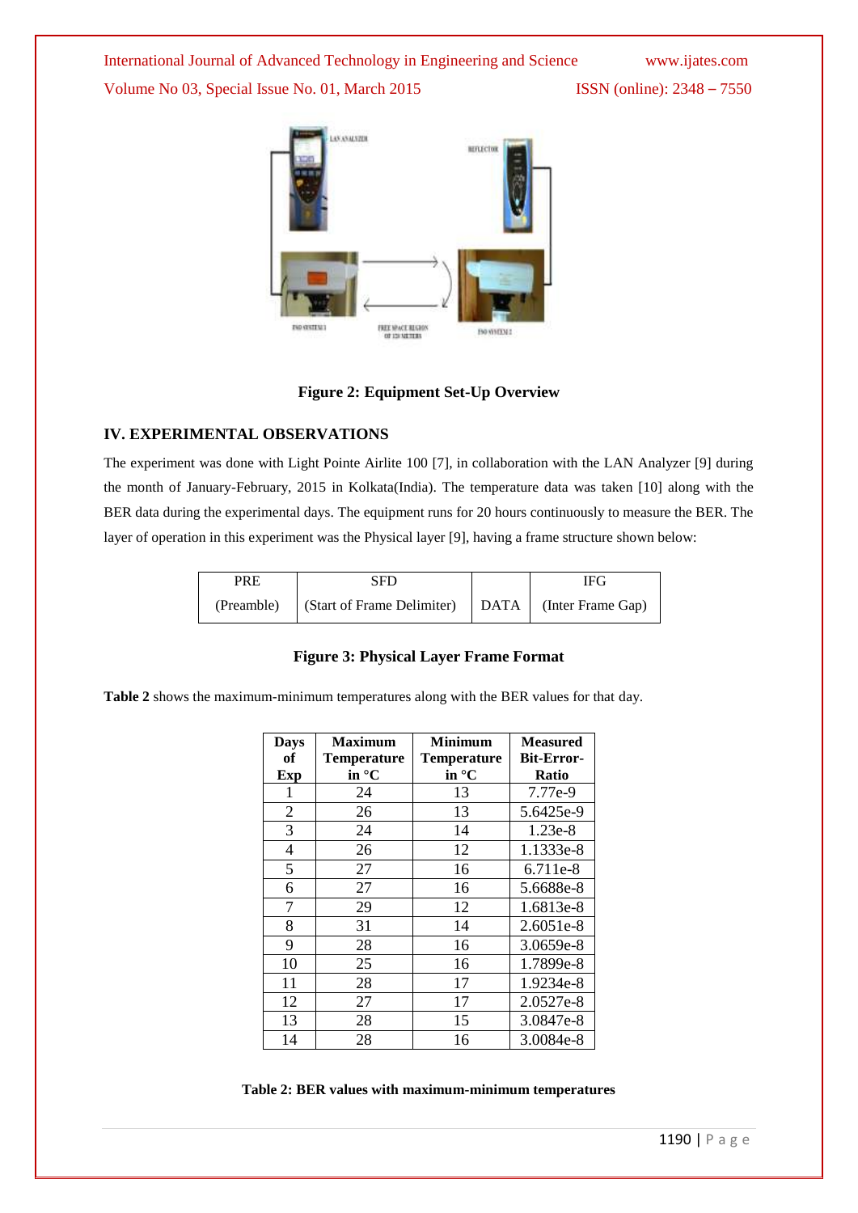Figure 2: Equipment Set-Up Overview

## IV. EXPERIMENTAL OBSERVATIONS

The experiment was done with Light Pointe Airlite 100 [7], in collaboration with the LAN Analyzer [9] during the month of January-February, 2015 in Kolkata(India). The temperature data was taken [10] along with the BER data during the experimental days. The equipment runs for 20 hours continuously to measure the BER. The layer of operation in this experiment was the Physical layer [9], having a frame structure shown below:

| PRE (Preamble) | SFD (Start of Frame Delimiter) | DATA | IFG (Inter Frame Gap) |
|---|---|---|---|

**Figure 3: Physical Layer Frame Format**

**Table 2** shows the maximum-minimum temperatures along with the BER values for that day.

| Days of Exp | Maximum Temperature in °C | Minimum Temperature in °C | Measured Bit-Error-Ratio |
|---|---|---|---|
| 1 | 24 | 13 | 7.77e-9 |
| 2 | 26 | 13 | 5.6425e-9 |
| 3 | 24 | 14 | 1.23e-8 |
| 4 | 26 | 12 | 1.1333e-8 |
| 5 | 27 | 16 | 6.711e-8 |
| 6 | 27 | 16 | 5.6688e-8 |
| 7 | 29 | 12 | 1.6813e-8 |
| 8 | 31 | 14 | 2.6051e-8 |
| 9 | 28 | 16 | 3.0659e-8 |
| 10 | 25 | 16 | 1.7899e-8 |
| 11 | 28 | 17 | 1.9234e-8 |
| 12 | 27 | 17 | 2.0527e-8 |
| 13 | 28 | 15 | 3.0847e-8 |
| 14 | 28 | 16 | 3.0084e-8 |

**Table 2: BER values with maximum-minimum temperatures**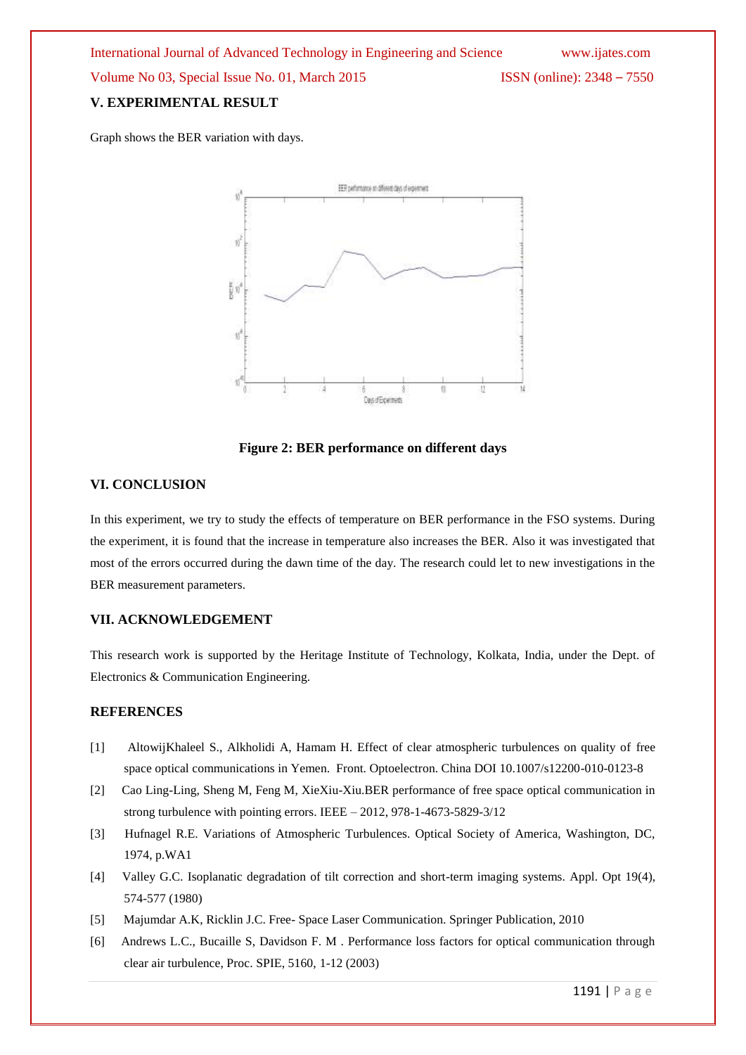## V. EXPERIMENTAL RESULT

Graph shows the BER variation with days.

**Figure 2: BER performance on different days**

## VI. CONCLUSION

In this experiment, we try to study the effects of temperature on BER performance in the FSO systems. During the experiment, it is found that the increase in temperature also increases the BER. Also it was investigated that most of the errors occurred during the dawn time of the day. The research could let to new investigations in the BER measurement parameters.

## VII. ACKNOWLEDGEMENT

This research work is supported by the Heritage Institute of Technology, Kolkata, India, under the Dept. of Electronics & Communication Engineering.

## REFERENCES

[1] AltowijKhaleel S., Alkholidi A, Hamam H. Effect of clear atmospheric turbulences on quality of free space optical communications in Yemen. Front. Optoelectron. China DOI 10.1007/s12200-010-0123-8

[2] Cao Ling-Ling, Sheng M, Feng M, XieXiu-Xiu.BER performance of free space optical communication in strong turbulence with pointing errors. IEEE – 2012, 978-1-4673-5829-3/12

[3] Hufnagel R.E. Variations of Atmospheric Turbulences. Optical Society of America, Washington, DC, 1974, p.WA1

[4] Valley G.C. Isoplanatic degradation of tilt correction and short-term imaging systems. Appl. Opt 19(4), 574-577 (1980)

[5] Majumdar A.K, Ricklin J.C. Free- Space Laser Communication. Springer Publication, 2010

[6] Andrews L.C., Bucaille S, Davidson F. M . Performance loss factors for optical communication through clear air turbulence, Proc. SPIE, 5160, 1-12 (2003)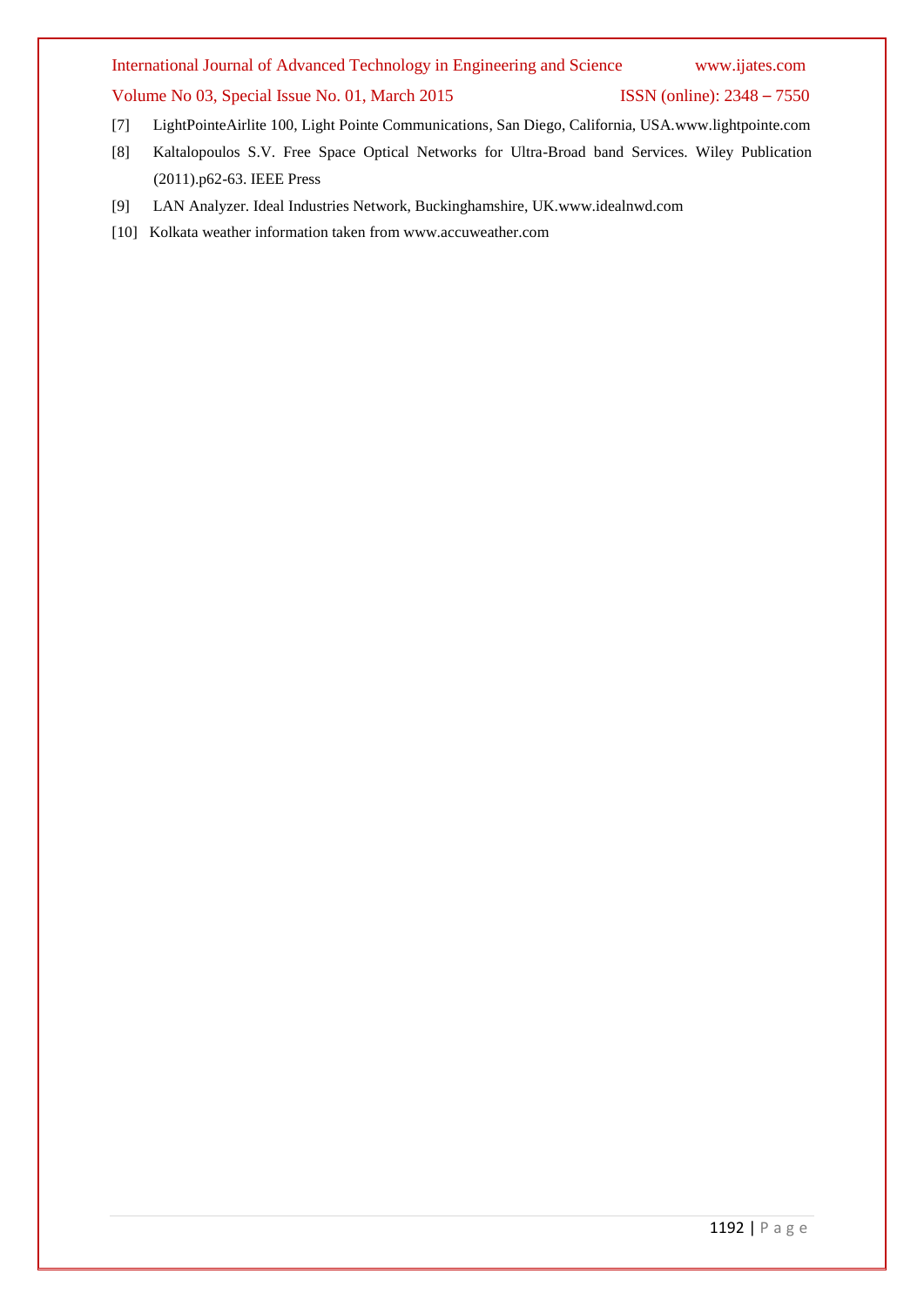[7] LightPointeAirlite 100, Light Pointe Communications, San Diego, California, USA.www.lightpointe.com

[8] Kaltalopoulos S.V. Free Space Optical Networks for Ultra-Broad band Services. Wiley Publication (2011).p62-63. IEEE Press

[9] LAN Analyzer. Ideal Industries Network, Buckinghamshire, UK.www.idealnwd.com

[10] Kolkata weather information taken from www.accuweather.com